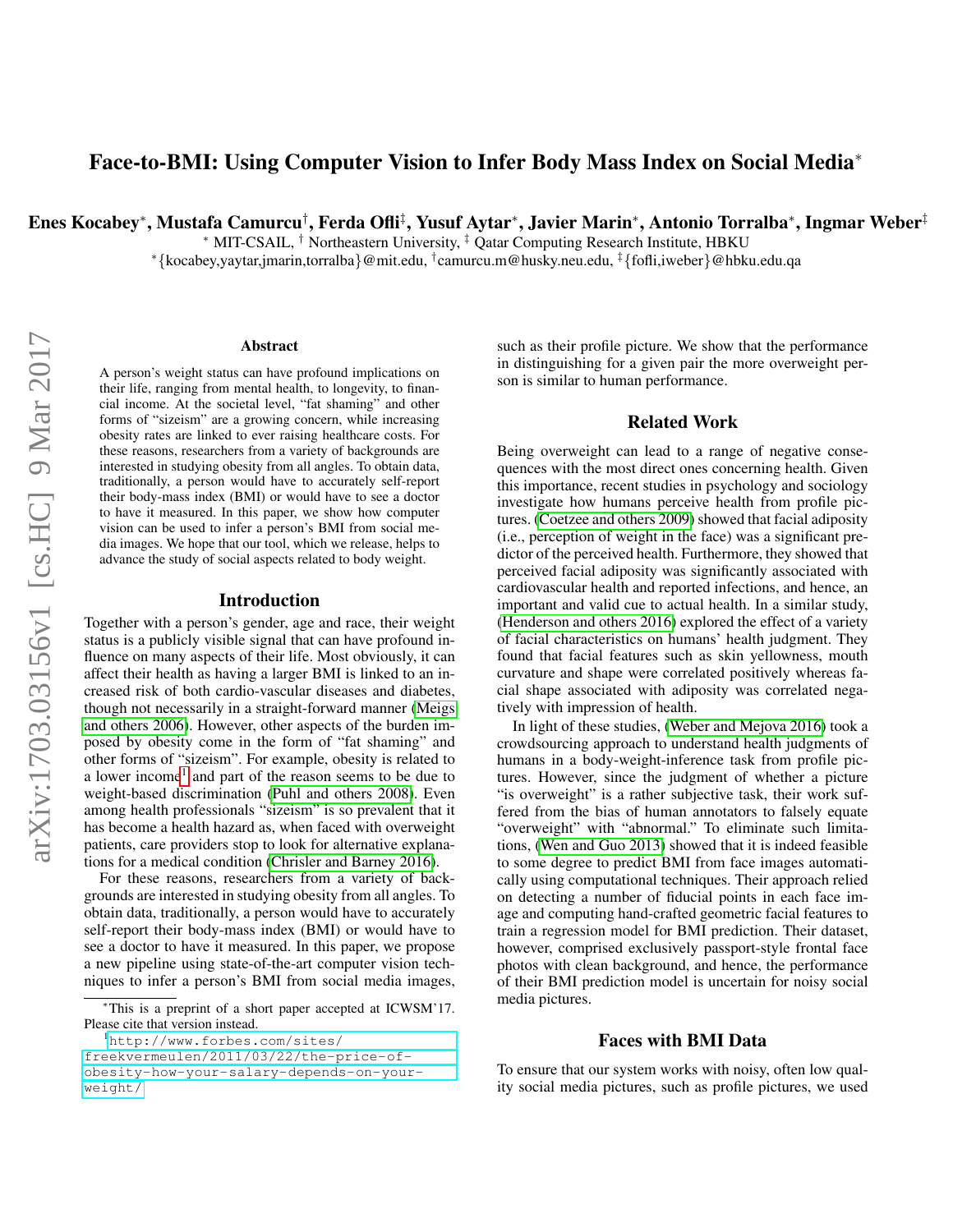# Face-to-BMI: Using Computer Vision to Infer Body Mass Index on Social Media*

**Enes Kocabey*, Mustafa Camurcu†, Ferda Ofli‡, Yusuf Aytar*, Javier Marin*, Antonio Torralba*, Ingmar Weber‡**

* MIT-CSAIL, † Northeastern University, ‡ Qatar Computing Research Institute, HBKU

*{kocabey,yaytar,jmarin,torralba}@mit.edu, †camurcu.m@husky.neu.edu, ‡{fofli,iweber}@hbku.edu.qa

## Abstract

A person's weight status can have profound implications on their life, ranging from mental health, to longevity, to financial income. At the societal level, "fat shaming" and other forms of "sizeism" are a growing concern, while increasing obesity rates are linked to ever raising healthcare costs. For these reasons, researchers from a variety of backgrounds are interested in studying obesity from all angles. To obtain data, traditionally, a person would have to accurately self-report their body-mass index (BMI) or would have to see a doctor to have it measured. In this paper, we show how computer vision can be used to infer a person's BMI from social media images. We hope that our tool, which we release, helps to advance the study of social aspects related to body weight.

## Introduction

Together with a person's gender, age and race, their weight status is a publicly visible signal that can have profound influence on many aspects of their life. Most obviously, it can affect their health as having a larger BMI is linked to an increased risk of both cardio-vascular diseases and diabetes, though not necessarily in a straight-forward manner (Meigs and others 2006). However, other aspects of the burden imposed by obesity come in the form of "fat shaming" and other forms of "sizeism". For example, obesity is related to a lower income[1] and part of the reason seems to be due to weight-based discrimination (Puhl and others 2008). Even among health professionals "sizeism" is so prevalent that it has become a health hazard as, when faced with overweight patients, care providers stop to look for alternative explanations for a medical condition (Chrisler and Barney 2016).

For these reasons, researchers from a variety of backgrounds are interested in studying obesity from all angles. To obtain data, traditionally, a person would have to accurately self-report their body-mass index (BMI) or would have to see a doctor to have it measured. In this paper, we propose a new pipeline using state-of-the-art computer vision techniques to infer a person's BMI from social media images, such as their profile picture. We show that the performance in distinguishing for a given pair the more overweight person is similar to human performance.

## Related Work

Being overweight can lead to a range of negative consequences with the most direct ones concerning health. Given this importance, recent studies in psychology and sociology investigate how humans perceive health from profile pictures. (Coetzee and others 2009) showed that facial adiposity (i.e., perception of weight in the face) was a significant predictor of the perceived health. Furthermore, they showed that perceived facial adiposity was significantly associated with cardiovascular health and reported infections, and hence, an important and valid cue to actual health. In a similar study, (Henderson and others 2016) explored the effect of a variety of facial characteristics on humans' health judgment. They found that facial features such as skin yellowness, mouth curvature and shape were correlated positively whereas facial shape associated with adiposity was correlated negatively with impression of health.

In light of these studies, (Weber and Mejova 2016) took a crowdsourcing approach to understand health judgments of humans in a body-weight-inference task from profile pictures. However, since the judgment of whether a picture "is overweight" is a rather subjective task, their work suffered from the bias of human annotators to falsely equate "overweight" with "abnormal." To eliminate such limitations, (Wen and Guo 2013) showed that it is indeed feasible to some degree to predict BMI from face images automatically using computational techniques. Their approach relied on detecting a number of fiducial points in each face image and computing hand-crafted geometric facial features to train a regression model for BMI prediction. Their dataset, however, comprised exclusively passport-style frontal face photos with clean background, and hence, the performance of their BMI prediction model is uncertain for noisy social media pictures.

## Faces with BMI Data

To ensure that our system works with noisy, often low quality social media pictures, such as profile pictures, we used

*This is a preprint of a short paper accepted at ICWSM'17. Please cite that version instead.

[1] http://www.forbes.com/sites/freekvermeulen/2011/03/22/the-price-of-obesity-how-your-salary-depends-on-your-weight/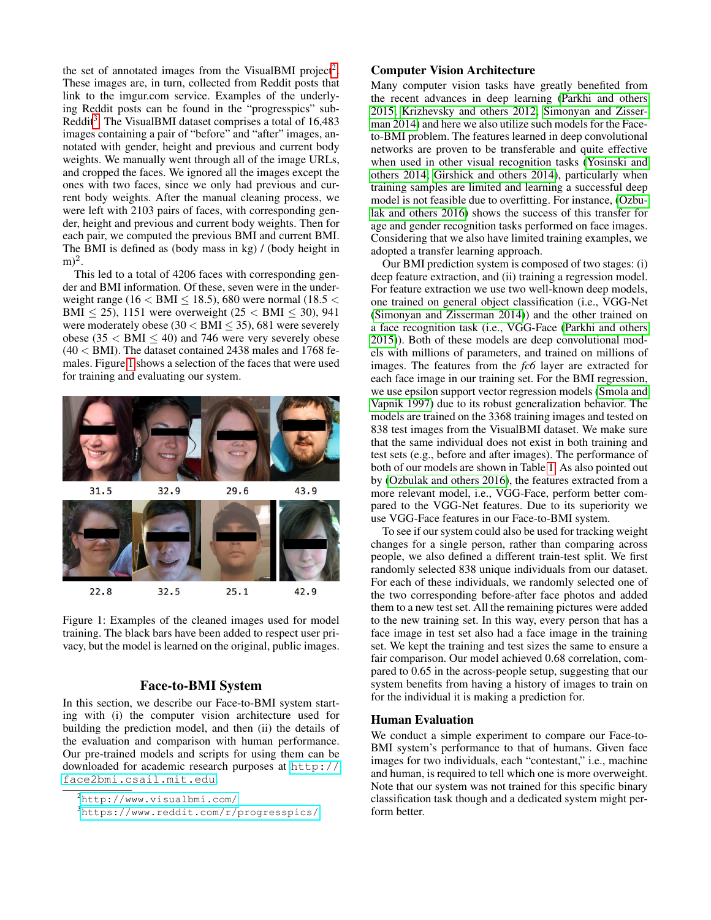the set of annotated images from the VisualBMI project[2]. These images are, in turn, collected from Reddit posts that link to the imgur.com service. Examples of the underlying Reddit posts can be found in the "progresspics" subReddit[3]. The VisualBMI dataset comprises a total of 16,483 images containing a pair of "before" and "after" images, annotated with gender, height and previous and current body weights. We manually went through all of the image URLs, and cropped the faces. We ignored all the images except the ones with two faces, since we only had previous and current body weights. After the manual cleaning process, we were left with 2103 pairs of faces, with corresponding gender, height and previous and current body weights. Then for each pair, we computed the previous BMI and current BMI. The BMI is defined as (body mass in kg) / (body height in m)$^2$.

This led to a total of 4206 faces with corresponding gender and BMI information. Of these, seven were in the underweight range ($16 < \text{BMI} \leq 18.5$), 680 were normal ($18.5 < \text{BMI} \leq 25$), 1151 were overweight ($25 < \text{BMI} \leq 30$), 941 were moderately obese ($30 < \text{BMI} \leq 35$), 681 were severely obese ($35 < \text{BMI} \leq 40$) and 746 were very severely obese ($40 < \text{BMI}$). The dataset contained 2438 males and 1768 females. Figure 1 shows a selection of the faces that were used for training and evaluating our system.

31.5 32.9 29.6 43.9

22.8 32.5 25.1 42.9

Figure 1: Examples of the cleaned images used for model training. The black bars have been added to respect user privacy, but the model is learned on the original, public images.

## Face-to-BMI System

In this section, we describe our Face-to-BMI system starting with (i) the computer vision architecture used for building the prediction model, and then (ii) the details of the evaluation and comparison with human performance. Our pre-trained models and scripts for using them can be downloaded for academic research purposes at `http://face2bmi.csail.mit.edu`.

### Computer Vision Architecture

Many computer vision tasks have greatly benefited from the recent advances in deep learning (Parkhi and others 2015; Krizhevsky and others 2012; Simonyan and Zisserman 2014) and here we also utilize such models for the Face-to-BMI problem. The features learned in deep convolutional networks are proven to be transferable and quite effective when used in other visual recognition tasks (Yosinski and others 2014; Girshick and others 2014), particularly when training samples are limited and learning a successful deep model is not feasible due to overfitting. For instance, (Ozbulak and others 2016) shows the success of this transfer for age and gender recognition tasks performed on face images. Considering that we also have limited training examples, we adopted a transfer learning approach.

Our BMI prediction system is composed of two stages: (i) deep feature extraction, and (ii) training a regression model. For feature extraction we use two well-known deep models, one trained on general object classification (i.e., VGG-Net (Simonyan and Zisserman 2014)) and the other trained on a face recognition task (i.e., VGG-Face (Parkhi and others 2015)). Both of these models are deep convolutional models with millions of parameters, and trained on millions of images. The features from the *fc6* layer are extracted for each face image in our training set. For the BMI regression, we use epsilon support vector regression models (Smola and Vapnik 1997) due to its robust generalization behavior. The models are trained on the 3368 training images and tested on 838 test images from the VisualBMI dataset. We make sure that the same individual does not exist in both training and test sets (e.g., before and after images). The performance of both of our models are shown in Table 1. As also pointed out by (Ozbulak and others 2016), the features extracted from a more relevant model, i.e., VGG-Face, perform better compared to the VGG-Net features. Due to its superiority we use VGG-Face features in our Face-to-BMI system.

To see if our system could also be used for tracking weight changes for a single person, rather than comparing across people, we also defined a different train-test split. We first randomly selected 838 unique individuals from our dataset. For each of these individuals, we randomly selected one of the two corresponding before-after face photos and added them to a new test set. All the remaining pictures were added to the new training set. In this way, every person that has a face image in test set also had a face image in the training set. We kept the training and test sizes the same to ensure a fair comparison. Our model achieved 0.68 correlation, compared to 0.65 in the across-people setup, suggesting that our system benefits from having a history of images to train on for the individual it is making a prediction for.

### Human Evaluation

We conduct a simple experiment to compare our Face-to-BMI system's performance to that of humans. Given face images for two individuals, each "contestant," i.e., machine and human, is required to tell which one is more overweight. Note that our system was not trained for this specific binary classification task though and a dedicated system might perform better.

[2] http://www.visualbmi.com/

[3] https://www.reddit.com/r/progresspics/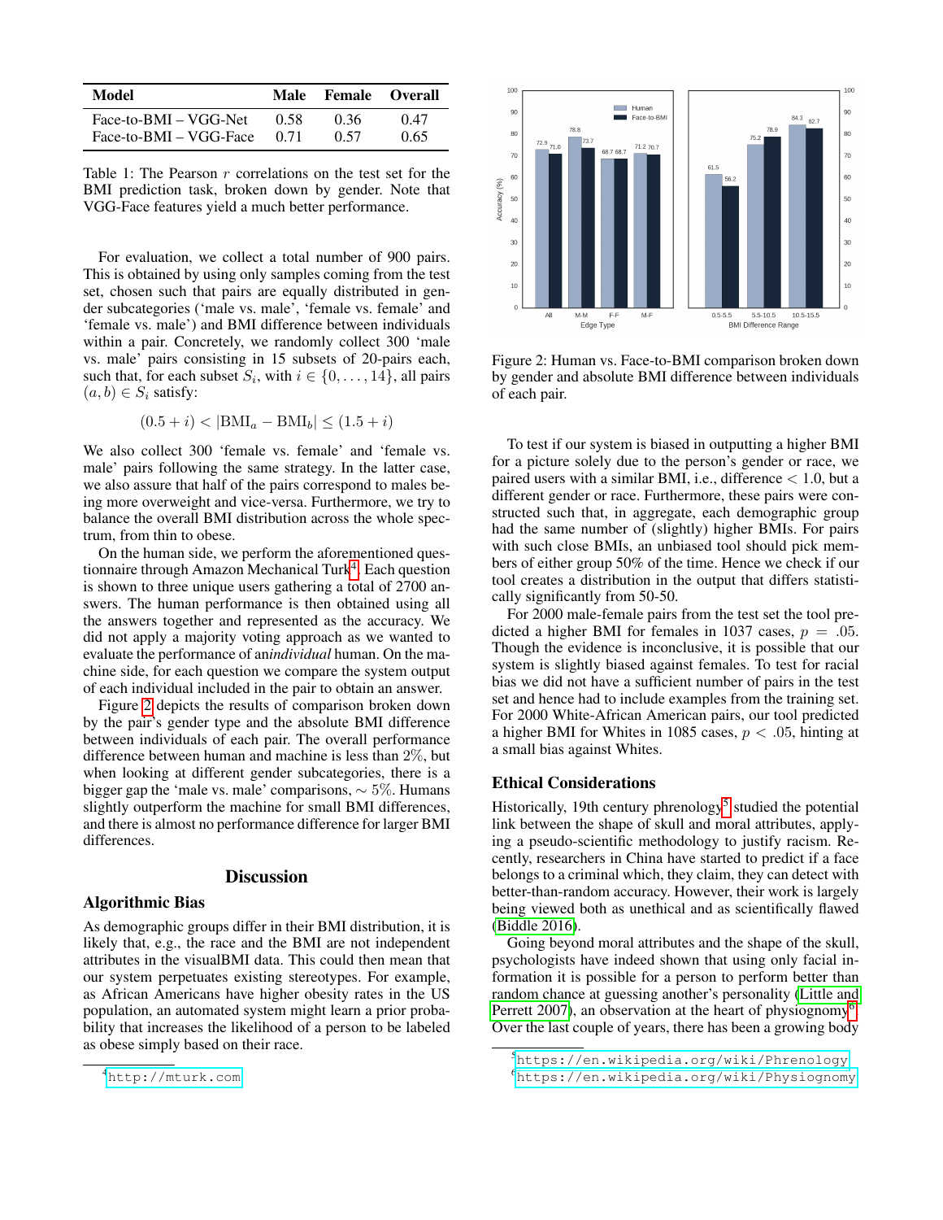| Model | Male | Female | Overall |
|---|---|---|---|
| Face-to-BMI – VGG-Net | 0.58 | 0.36 | 0.47 |
| Face-to-BMI – VGG-Face | 0.71 | 0.57 | 0.65 |

Table 1: The Pearson $r$ correlations on the test set for the BMI prediction task, broken down by gender. Note that VGG-Face features yield a much better performance.

For evaluation, we collect a total number of 900 pairs. This is obtained by using only samples coming from the test set, chosen such that pairs are equally distributed in gender subcategories ('male vs. male', 'female vs. female' and 'female vs. male') and BMI difference between individuals within a pair. Concretely, we randomly collect 300 'male vs. male' pairs consisting in 15 subsets of 20-pairs each, such that, for each subset $S_i$, with $i \in \{0, \ldots, 14\}$, all pairs $(a, b) \in S_i$ satisfy:

$$(0.5 + i) < |\text{BMI}_a - \text{BMI}_b| \leq (1.5 + i)$$

We also collect 300 'female vs. female' and 'female vs. male' pairs following the same strategy. In the latter case, we also assure that half of the pairs correspond to males being more overweight and vice-versa. Furthermore, we try to balance the overall BMI distribution across the whole spectrum, from thin to obese.

On the human side, we perform the aforementioned questionnaire through Amazon Mechanical Turk[4]. Each question is shown to three unique users gathering a total of 2700 answers. The human performance is then obtained using all the answers together and represented as the accuracy. We did not apply a majority voting approach as we wanted to evaluate the performance of an *individual* human. On the machine side, for each question we compare the system output of each individual included in the pair to obtain an answer.

Figure 2 depicts the results of comparison broken down by the pair's gender type and the absolute BMI difference between individuals of each pair. The overall performance difference between human and machine is less than 2%, but when looking at different gender subcategories, there is a bigger gap the 'male vs. male' comparisons, $\sim 5\%$. Humans slightly outperform the machine for small BMI differences, and there is almost no performance difference for larger BMI differences.

## Discussion

### Algorithmic Bias

As demographic groups differ in their BMI distribution, it is likely that, e.g., the race and the BMI are not independent attributes in the visualBMI data. This could then mean that our system perpetuates existing stereotypes. For example, as African Americans have higher obesity rates in the US population, an automated system might learn a prior probability that increases the likelihood of a person to be labeled as obese simply based on their race.

[4] http://mturk.com

Figure 2: Human vs. Face-to-BMI comparison broken down by gender and absolute BMI difference between individuals of each pair.

To test if our system is biased in outputting a higher BMI for a picture solely due to the person's gender or race, we paired users with a similar BMI, i.e., difference $< 1.0$, but a different gender or race. Furthermore, these pairs were constructed such that, in aggregate, each demographic group had the same number of (slightly) higher BMIs. For pairs with such close BMIs, an unbiased tool should pick members of either group 50% of the time. Hence we check if our tool creates a distribution in the output that differs statistically significantly from 50-50.

For 2000 male-female pairs from the test set the tool predicted a higher BMI for females in 1037 cases, $p = .05$. Though the evidence is inconclusive, it is possible that our system is slightly biased against females. To test for racial bias we did not have a sufficient number of pairs in the test set and hence had to include examples from the training set. For 2000 White-African American pairs, our tool predicted a higher BMI for Whites in 1085 cases, $p < .05$, hinting at a small bias against Whites.

### Ethical Considerations

Historically, 19th century phrenology[5] studied the potential link between the shape of skull and moral attributes, applying a pseudo-scientific methodology to justify racism. Recently, researchers in China have started to predict if a face belongs to a criminal which, they claim, they can detect with better-than-random accuracy. However, their work is largely being viewed both as unethical and as scientifically flawed (Biddle 2016).

Going beyond moral attributes and the shape of the skull, psychologists have indeed shown that using only facial information it is possible for a person to perform better than random chance at guessing another's personality (Little and Perrett 2007), an observation at the heart of physiognomy[6]. Over the last couple of years, there has been a growing body

[5] https://en.wikipedia.org/wiki/Phrenology

[6] https://en.wikipedia.org/wiki/Physiognomy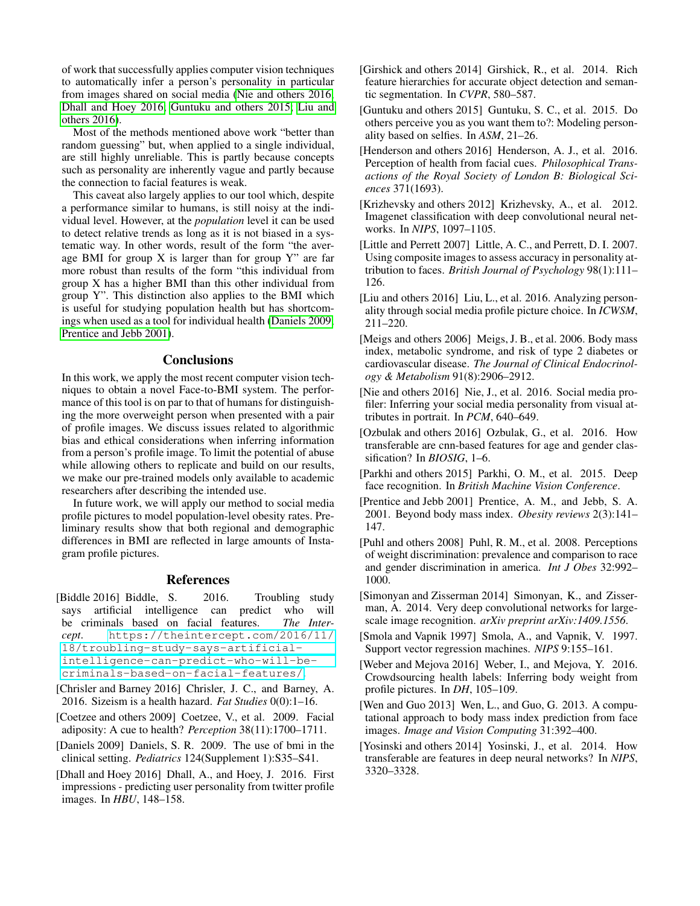of work that successfully applies computer vision techniques to automatically infer a person's personality in particular from images shared on social media (Nie and others 2016; Dhall and Hoey 2016; Guntuku and others 2015; Liu and others 2016).

Most of the methods mentioned above work "better than random guessing" but, when applied to a single individual, are still highly unreliable. This is partly because concepts such as personality are inherently vague and partly because the connection to facial features is weak.

This caveat also largely applies to our tool which, despite a performance similar to humans, is still noisy at the individual level. However, at the *population* level it can be used to detect relative trends as long as it is not biased in a systematic way. In other words, result of the form "the average BMI for group X is larger than for group Y" are far more robust than results of the form "this individual from group X has a higher BMI than this other individual from group Y". This distinction also applies to the BMI which is useful for studying population health but has shortcomings when used as a tool for individual health (Daniels 2009; Prentice and Jebb 2001).

## Conclusions

In this work, we apply the most recent computer vision techniques to obtain a novel Face-to-BMI system. The performance of this tool is on par to that of humans for distinguishing the more overweight person when presented with a pair of profile images. We discuss issues related to algorithmic bias and ethical considerations when inferring information from a person's profile image. To limit the potential of abuse while allowing others to replicate and build on our results, we make our pre-trained models only available to academic researchers after describing the intended use.

In future work, we will apply our method to social media profile pictures to model population-level obesity rates. Preliminary results show that both regional and demographic differences in BMI are reflected in large amounts of Instagram profile pictures.

## References

[Biddle 2016] Biddle, S. 2016. Troubling study says artificial intelligence can predict who will be criminals based on facial features. *The Intercept*. https://theintercept.com/2016/11/18/troubling-study-says-artificial-intelligence-can-predict-who-will-be-criminals-based-on-facial-features/.

[Chrisler and Barney 2016] Chrisler, J. C., and Barney, A. 2016. Sizeism is a health hazard. *Fat Studies* 0(0):1–16.

[Coetzee and others 2009] Coetzee, V., et al. 2009. Facial adiposity: A cue to health? *Perception* 38(11):1700–1711.

[Daniels 2009] Daniels, S. R. 2009. The use of bmi in the clinical setting. *Pediatrics* 124(Supplement 1):S35–S41.

[Dhall and Hoey 2016] Dhall, A., and Hoey, J. 2016. First impressions - predicting user personality from twitter profile images. In *HBU*, 148–158.

[Girshick and others 2014] Girshick, R., et al. 2014. Rich feature hierarchies for accurate object detection and semantic segmentation. In *CVPR*, 580–587.

[Guntuku and others 2015] Guntuku, S. C., et al. 2015. Do others perceive you as you want them to?: Modeling personality based on selfies. In *ASM*, 21–26.

[Henderson and others 2016] Henderson, A. J., et al. 2016. Perception of health from facial cues. *Philosophical Transactions of the Royal Society of London B: Biological Sciences* 371(1693).

[Krizhevsky and others 2012] Krizhevsky, A., et al. 2012. Imagenet classification with deep convolutional neural networks. In *NIPS*, 1097–1105.

[Little and Perrett 2007] Little, A. C., and Perrett, D. I. 2007. Using composite images to assess accuracy in personality attribution to faces. *British Journal of Psychology* 98(1):111–126.

[Liu and others 2016] Liu, L., et al. 2016. Analyzing personality through social media profile picture choice. In *ICWSM*, 211–220.

[Meigs and others 2006] Meigs, J. B., et al. 2006. Body mass index, metabolic syndrome, and risk of type 2 diabetes or cardiovascular disease. *The Journal of Clinical Endocrinology & Metabolism* 91(8):2906–2912.

[Nie and others 2016] Nie, J., et al. 2016. Social media profiler: Inferring your social media personality from visual attributes in portrait. In *PCM*, 640–649.

[Ozbulak and others 2016] Ozbulak, G., et al. 2016. How transferable are cnn-based features for age and gender classification? In *BIOSIG*, 1–6.

[Parkhi and others 2015] Parkhi, O. M., et al. 2015. Deep face recognition. In *British Machine Vision Conference*.

[Prentice and Jebb 2001] Prentice, A. M., and Jebb, S. A. 2001. Beyond body mass index. *Obesity reviews* 2(3):141–147.

[Puhl and others 2008] Puhl, R. M., et al. 2008. Perceptions of weight discrimination: prevalence and comparison to race and gender discrimination in america. *Int J Obes* 32:992–1000.

[Simonyan and Zisserman 2014] Simonyan, K., and Zisserman, A. 2014. Very deep convolutional networks for large-scale image recognition. *arXiv preprint arXiv:1409.1556*.

[Smola and Vapnik 1997] Smola, A., and Vapnik, V. 1997. Support vector regression machines. *NIPS* 9:155–161.

[Weber and Mejova 2016] Weber, I., and Mejova, Y. 2016. Crowdsourcing health labels: Inferring body weight from profile pictures. In *DH*, 105–109.

[Wen and Guo 2013] Wen, L., and Guo, G. 2013. A computational approach to body mass index prediction from face images. *Image and Vision Computing* 31:392–400.

[Yosinski and others 2014] Yosinski, J., et al. 2014. How transferable are features in deep neural networks? In *NIPS*, 3320–3328.